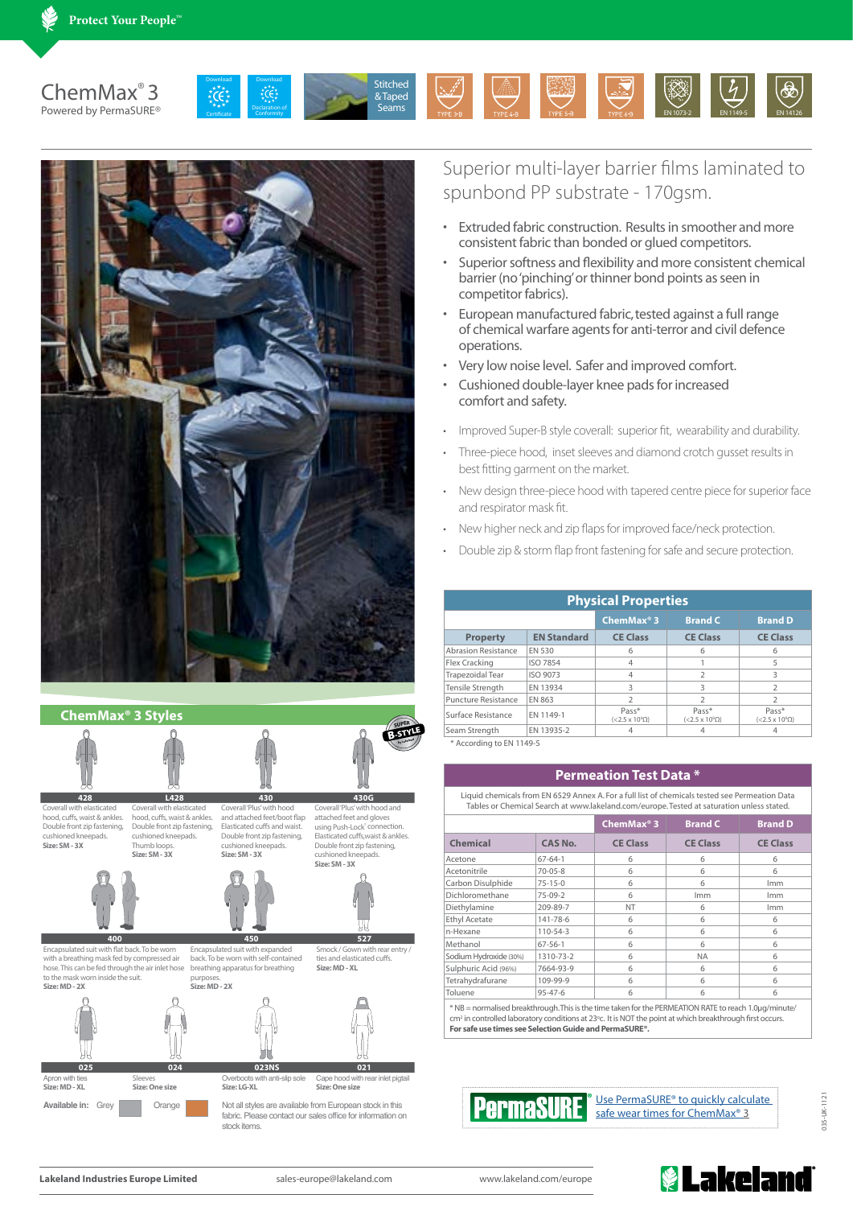Protect Your People™

# ChemMax® 3

Powered by PermaSURE®

Download Certificate | Download Declaration of Conformity | Stitched & Taped Seams | TYPE 3-B | TYPE 4-B | TYPE 5-B | TYPE 6-B | EN 1073-2 | EN 1149-5 | EN 14126

## Superior multi-layer barrier films laminated to spunbond PP substrate - 170gsm.

- Extruded fabric construction. Results in smoother and more consistent fabric than bonded or glued competitors.
- Superior softness and flexibility and more consistent chemical barrier (no 'pinching' or thinner bond points as seen in competitor fabrics).
- European manufactured fabric, tested against a full range of chemical warfare agents for anti-terror and civil defence operations.
- Very low noise level. Safer and improved comfort.
- Cushioned double-layer knee pads for increased comfort and safety.

- Improved Super-B style coverall: superior fit, wearability and durability.
- Three-piece hood, inset sleeves and diamond crotch gusset results in best fitting garment on the market.
- New design three-piece hood with tapered centre piece for superior face and respirator mask fit.
- New higher neck and zip flaps for improved face/neck protection.
- Double zip & storm flap front fastening for safe and secure protection.

## ChemMax® 3 Styles

**428** – Coverall with elasticated hood, cuffs, waist & ankles. Double front zip fastening, cushioned kneepads. **Size: SM - 3X**

**L428** – Coverall with elasticated hood, cuffs, waist & ankles. Double front zip fastening, cushioned kneepads. Thumb loops. **Size: SM - 3X**

**430** – Coverall 'Plus' with hood and attached feet/boot flap Elasticated cuffs and waist. Double front zip fastening, cushioned kneepads. **Size: SM - 3X**

**430G** – Coverall 'Plus' with hood and attached feet and gloves using Push-Lock® connection. Elasticated cuffs, waist & ankles. Double front zip fastening, cushioned kneepads. **Size: SM - 3X**

**400** – Encapsulated suit with flat back. To be worn with a breathing mask fed by compressed air hose. This can be fed through the air inlet hose to the mask worn inside the suit. **Size: MD - 2X**

**450** – Encapsulated suit with expanded back. To be worn with self-contained breathing apparatus for breathing purposes. **Size: MD - 2X**

**527** – Smock / Gown with rear entry / ties and elasticated cuffs. **Size: MD - XL**

**025** – Apron with ties **Size: MD - XL**

**024** – Sleeves **Size: One size**

**023NS** – Overboots with anti-slip sole **Size: LG-XL**

**021** – Cape hood with rear inlet pigtail **Size: One size**

**Available in:** Grey, Orange

Not all styles are available from European stock in this fabric. Please contact our sales office for information on stock items.

## Physical Properties

| Property | EN Standard | ChemMax® 3 CE Class | Brand C CE Class | Brand D CE Class |
|---|---|---|---|---|
| Abrasion Resistance | EN 530 | 6 | 6 | 6 |
| Flex Cracking | ISO 7854 | 4 | 1 | 5 |
| Trapezoidal Tear | ISO 9073 | 4 | 2 | 3 |
| Tensile Strength | EN 13934 | 3 | 3 | 2 |
| Puncture Resistance | EN 863 | 2 | 2 | 2 |
| Surface Resistance | EN 1149-1 | Pass* (<2.5 x 10⁹Ω) | Pass* (<2.5 x 10⁹Ω) | Pass* (<2.5 x 10⁹Ω) |
| Seam Strength | EN 13935-2 | 4 | 4 | 4 |

\* According to EN 1149-5

## Permeation Test Data *

Liquid chemicals from EN 6529 Annex A. For a full list of chemicals tested see Permeation Data Tables or Chemical Search at www.lakeland.com/europe. Tested at saturation unless stated.

| Chemical | CAS No. | ChemMax® 3 CE Class | Brand C CE Class | Brand D CE Class |
|---|---|---|---|---|
| Acetone | 67-64-1 | 6 | 6 | 6 |
| Acetonitrile | 70-05-8 | 6 | 6 | 6 |
| Carbon Disulphide | 75-15-0 | 6 | 6 | Imm |
| Dichloromethane | 75-09-2 | 6 | Imm | Imm |
| Diethylamine | 209-89-7 | NT | 6 | Imm |
| Ethyl Acetate | 141-78-6 | 6 | 6 | 6 |
| n-Hexane | 110-54-3 | 6 | 6 | 6 |
| Methanol | 67-56-1 | 6 | 6 | 6 |
| Sodium Hydroxide (30%) | 1310-73-2 | 6 | NA | 6 |
| Sulphuric Acid (96%) | 7664-93-9 | 6 | 6 | 6 |
| Tetrahydrafurane | 109-99-9 | 6 | 6 | 6 |
| Toluene | 95-47-6 | 6 | 6 | 6 |

\* NB = normalised breakthrough. This is the time taken for the PERMEATION RATE to reach 1.0μg/minute/cm² in controlled laboratory conditions at 23°c. It is NOT the point at which breakthrough first occurs. **For safe use times see Selection Guide and PermaSURE®.**

PermaSURE® – Use PermaSURE® to quickly calculate safe wear times for ChemMax® 3

035-UK-1121

Lakeland Industries Europe Limited | sales-europe@lakeland.com | www.lakeland.com/europe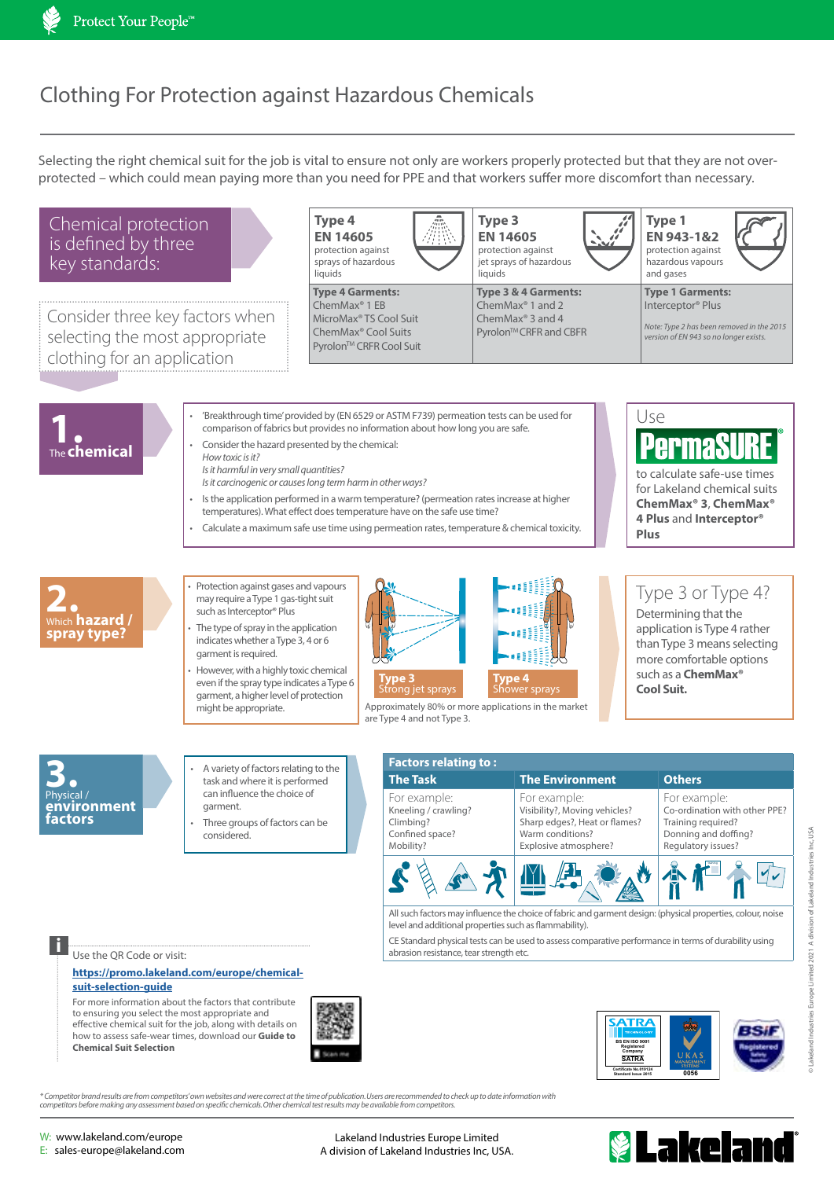# Clothing For Protection against Hazardous Chemicals

Selecting the right chemical suit for the job is vital to ensure not only are workers properly protected but that they are not over-protected – which could mean paying more than you need for PPE and that workers suffer more discomfort than necessary.

Chemical protection is defined by three key standards:

| Type 4 EN 14605 protection against sprays of hazardous liquids | Type 3 EN 14605 protection against jet sprays of hazardous liquids | Type 1 EN 943-1&2 protection against hazardous vapours and gases |
|---|---|---|
| **Type 4 Garments:** ChemMax® 1 EB, MicroMax® TS Cool Suit, ChemMax® Cool Suits, Pyrolon™ CRFR Cool Suit | **Type 3 & 4 Garments:** ChemMax® 1 and 2, ChemMax® 3 and 4, Pyrolon™ CRFR and CBFR | **Type 1 Garments:** Interceptor® Plus *Note: Type 2 has been removed in the 2015 version of EN 943 so no longer exists.* |

Consider three key factors when selecting the most appropriate clothing for an application

## 1. The chemical

- 'Breakthrough time' provided by (EN 6529 or ASTM F739) permeation tests can be used for comparison of fabrics but provides no information about how long you are safe.
- Consider the hazard presented by the chemical:
  *How toxic is it?*
  *Is it harmful in very small quantities?*
  *Is it carcinogenic or causes long term harm in other ways?*
- Is the application performed in a warm temperature? (permeation rates increase at higher temperatures). What effect does temperature have on the safe use time?
- Calculate a maximum safe use time using permeation rates, temperature & chemical toxicity.

Use **PermaSURE®** to calculate safe-use times for Lakeland chemical suits **ChemMax® 3**, **ChemMax® 4 Plus** and **Interceptor® Plus**

## 2. Which hazard / spray type?

- Protection against gases and vapours may require a Type 1 gas-tight suit such as Interceptor® Plus
- The type of spray in the application indicates whether a Type 3, 4 or 6 garment is required.
- However, with a highly toxic chemical even if the spray type indicates a Type 6 garment, a higher level of protection might be appropriate.

**Type 3** Strong jet sprays

**Type 4** Shower sprays

Approximately 80% or more applications in the market are Type 4 and not Type 3.

### Type 3 or Type 4?

Determining that the application is Type 4 rather than Type 3 means selecting more comfortable options such as a **ChemMax® Cool Suit.**

## 3. Physical / environment factors

- A variety of factors relating to the task and where it is performed can influence the choice of garment.
- Three groups of factors can be considered.

**Factors relating to :**

| The Task | The Environment | Others |
|---|---|---|
| For example: Kneeling / crawling? Climbing? Confined space? Mobility? | For example: Visibility?, Moving vehicles? Sharp edges?, Heat or flames? Warm conditions? Explosive atmosphere? | For example: Co-ordination with other PPE? Training required? Donning and doffing? Regulatory issues? |

All such factors may influence the choice of fabric and garment design: (physical properties, colour, noise level and additional properties such as flammability).

CE Standard physical tests can be used to assess comparative performance in terms of durability using abrasion resistance, tear strength etc.

Use the QR Code or visit:

**https://promo.lakeland.com/europe/chemical-suit-selection-guide**

For more information about the factors that contribute to ensuring you select the most appropriate and effective chemical suit for the job, along with details on how to assess safe-wear times, download our **Guide to Chemical Suit Selection**

*\* Competitor brand results are from competitors' own websites and were correct at the time of publication. Users are recommended to check up to date information with competitors before making any assessment based on specific chemicals. Other chemical test results may be available from competitors.*

W: www.lakeland.com/europe
E: sales-europe@lakeland.com

Lakeland Industries Europe Limited
A division of Lakeland Industries Inc, USA.